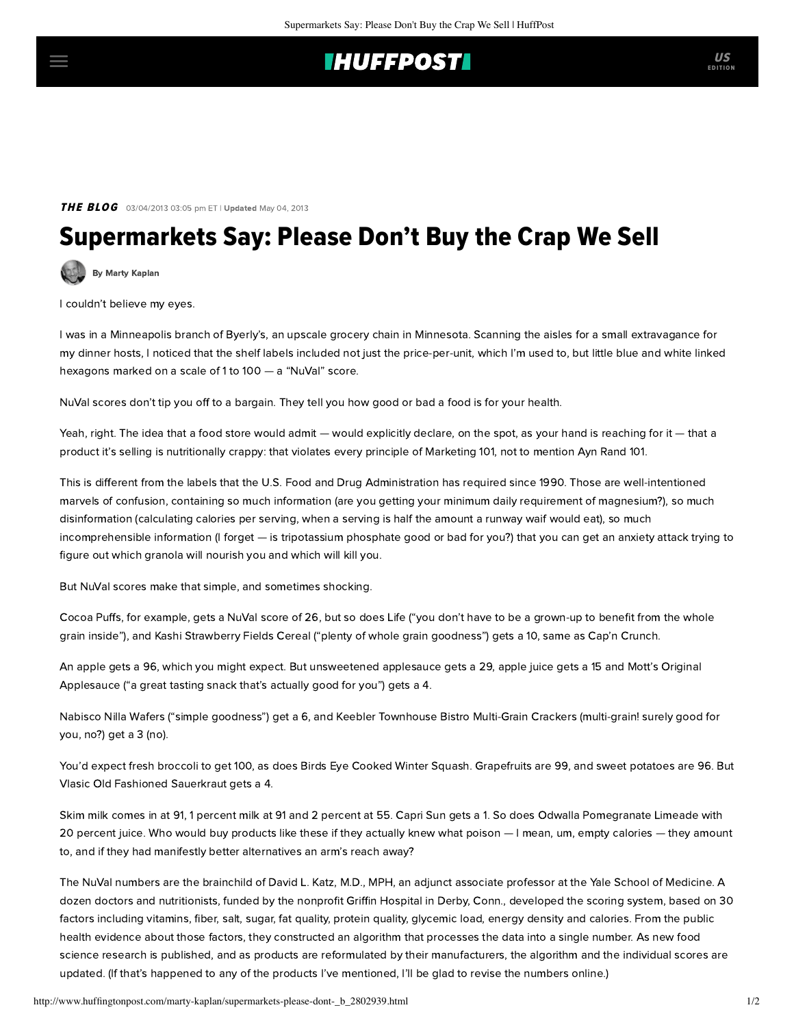**THE BLOG** 03/04/2013 03:05 pm ET | **Updated** May 04, 2013

# Supermarkets Say: Please Don't Buy the Crap We Sell

By Marty Kaplan

I couldn't believe my eyes.

I was in a Minneapolis branch of Byerly's, an upscale grocery chain in Minnesota. Scanning the aisles for a small extravagance for my dinner hosts, I noticed that the shelf labels included not just the price-per-unit, which I'm used to, but little blue and white linked hexagons marked on a scale of 1 to 100 — a "NuVal" score.

NuVal scores don't tip you off to a bargain. They tell you how good or bad a food is for your health.

Yeah, right. The idea that a food store would admit — would explicitly declare, on the spot, as your hand is reaching for it — that a product it's selling is nutritionally crappy: that violates every principle of Marketing 101, not to mention Ayn Rand 101.

This is different from the labels that the U.S. Food and Drug Administration has required since 1990. Those are well-intentioned marvels of confusion, containing so much information (are you getting your minimum daily requirement of magnesium?), so much disinformation (calculating calories per serving, when a serving is half the amount a runway waif would eat), so much incomprehensible information (I forget — is tripotassium phosphate good or bad for you?) that you can get an anxiety attack trying to figure out which granola will nourish you and which will kill you.

But NuVal scores make that simple, and sometimes shocking.

Cocoa Puffs, for example, gets a NuVal score of 26, but so does Life ("you don't have to be a grown-up to benefit from the whole grain inside"), and Kashi Strawberry Fields Cereal ("plenty of whole grain goodness") gets a 10, same as Cap'n Crunch.

An apple gets a 96, which you might expect. But unsweetened applesauce gets a 29, apple juice gets a 15 and Mott's Original Applesauce ("a great tasting snack that's actually good for you") gets a 4.

Nabisco Nilla Wafers ("simple goodness") get a 6, and Keebler Townhouse Bistro Multi-Grain Crackers (multi-grain! surely good for you, no?) get a 3 (no).

You'd expect fresh broccoli to get 100, as does Birds Eye Cooked Winter Squash. Grapefruits are 99, and sweet potatoes are 96. But Vlasic Old Fashioned Sauerkraut gets a 4.

Skim milk comes in at 91, 1 percent milk at 91 and 2 percent at 55. Capri Sun gets a 1. So does Odwalla Pomegranate Limeade with 20 percent juice. Who would buy products like these if they actually knew what poison — I mean, um, empty calories — they amount to, and if they had manifestly better alternatives an arm's reach away?

The NuVal numbers are the brainchild of David L. Katz, M.D., MPH, an adjunct associate professor at the Yale School of Medicine. A dozen doctors and nutritionists, funded by the nonprofit Griffin Hospital in Derby, Conn., developed the scoring system, based on 30 factors including vitamins, fiber, salt, sugar, fat quality, protein quality, glycemic load, energy density and calories. From the public health evidence about those factors, they constructed an algorithm that processes the data into a single number. As new food science research is published, and as products are reformulated by their manufacturers, the algorithm and the individual scores are updated. (If that's happened to any of the products I've mentioned, I'll be glad to revise the numbers online.)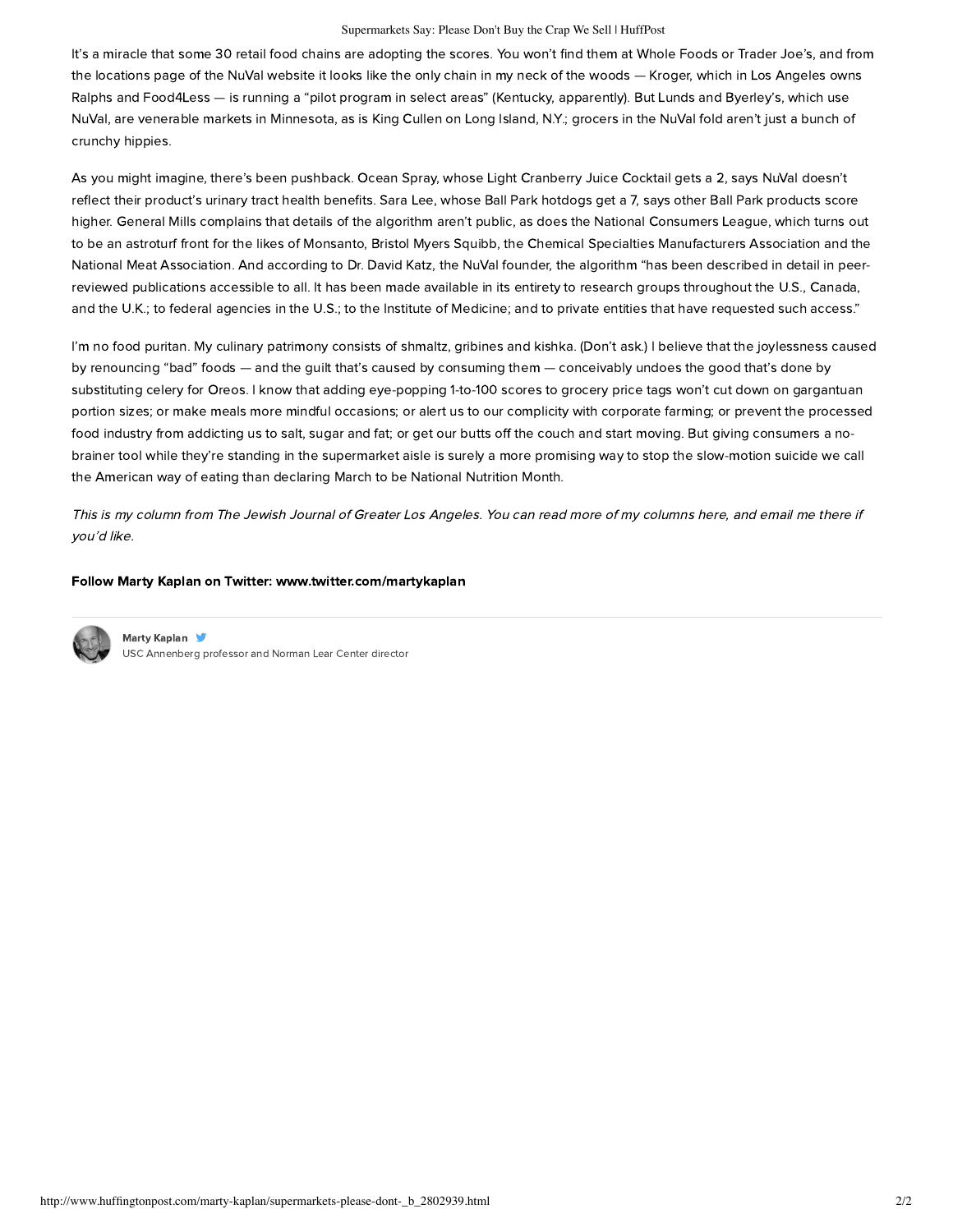It's a miracle that some 30 retail food chains are adopting the scores. You won't find them at Whole Foods or Trader Joe's, and from the locations page of the NuVal website it looks like the only chain in my neck of the woods — Kroger, which in Los Angeles owns Ralphs and Food4Less — is running a "pilot program in select areas" (Kentucky, apparently). But Lunds and Byerley's, which use NuVal, are venerable markets in Minnesota, as is King Cullen on Long Island, N.Y.; grocers in the NuVal fold aren't just a bunch of crunchy hippies.

As you might imagine, there's been pushback. Ocean Spray, whose Light Cranberry Juice Cocktail gets a 2, says NuVal doesn't reflect their product's urinary tract health benefits. Sara Lee, whose Ball Park hotdogs get a 7, says other Ball Park products score higher. General Mills complains that details of the algorithm aren't public, as does the National Consumers League, which turns out to be an astroturf front for the likes of Monsanto, Bristol Myers Squibb, the Chemical Specialties Manufacturers Association and the National Meat Association. And according to Dr. David Katz, the NuVal founder, the algorithm "has been described in detail in peer-reviewed publications accessible to all. It has been made available in its entirety to research groups throughout the U.S., Canada, and the U.K.; to federal agencies in the U.S.; to the Institute of Medicine; and to private entities that have requested such access."

I'm no food puritan. My culinary patrimony consists of shmaltz, gribines and kishka. (Don't ask.) I believe that the joylessness caused by renouncing "bad" foods — and the guilt that's caused by consuming them — conceivably undoes the good that's done by substituting celery for Oreos. I know that adding eye-popping 1-to-100 scores to grocery price tags won't cut down on gargantuan portion sizes; or make meals more mindful occasions; or alert us to our complicity with corporate farming; or prevent the processed food industry from addicting us to salt, sugar and fat; or get our butts off the couch and start moving. But giving consumers a no-brainer tool while they're standing in the supermarket aisle is surely a more promising way to stop the slow-motion suicide we call the American way of eating than declaring March to be National Nutrition Month.

*This is my column from The Jewish Journal of Greater Los Angeles. You can read more of my columns here, and email me there if you'd like.*

**Follow Marty Kaplan on Twitter: www.twitter.com/martykaplan**

---

**Marty Kaplan**
USC Annenberg professor and Norman Lear Center director